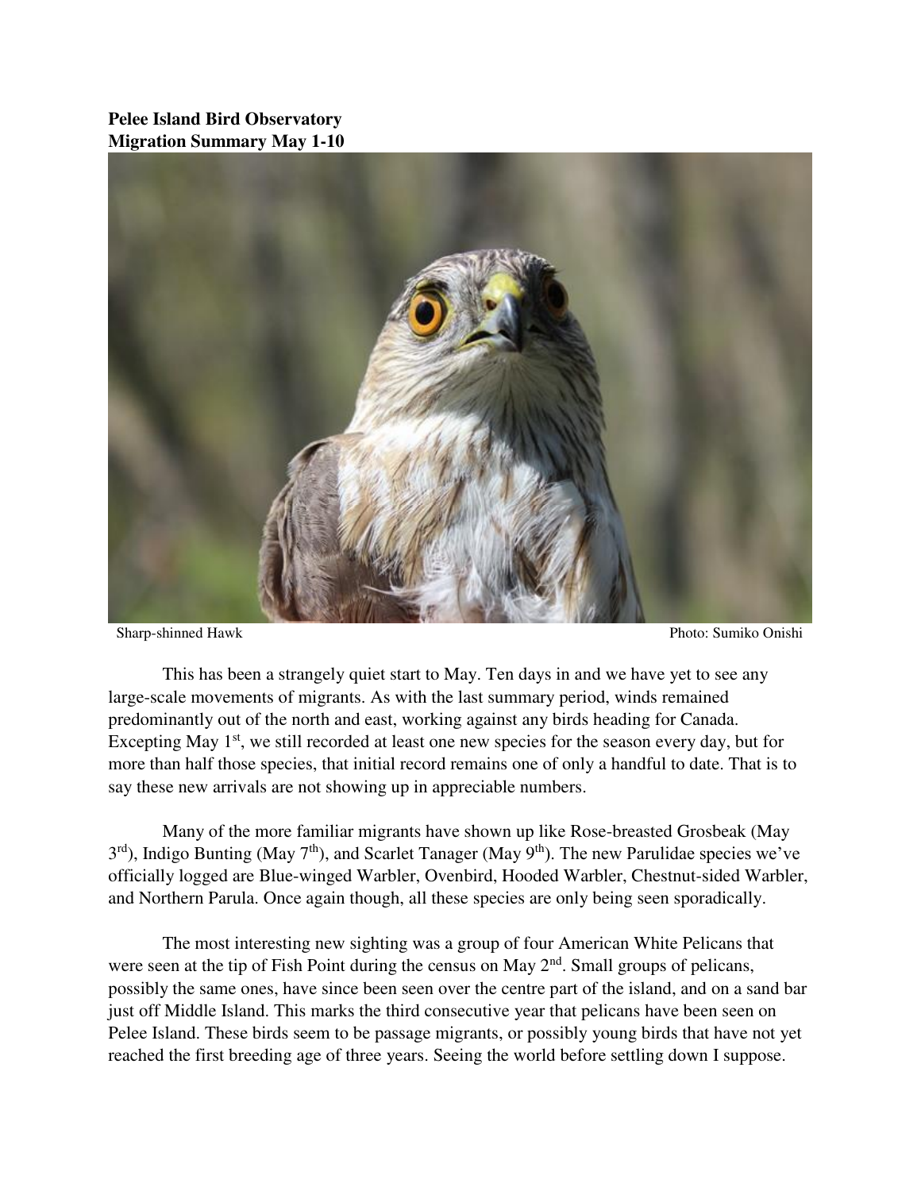**Pelee Island Bird Observatory**
**Migration Summary May 1-10**

Sharp-shinned Hawk Photo: Sumiko Onishi

This has been a strangely quiet start to May. Ten days in and we have yet to see any large-scale movements of migrants. As with the last summary period, winds remained predominantly out of the north and east, working against any birds heading for Canada. Excepting May 1st, we still recorded at least one new species for the season every day, but for more than half those species, that initial record remains one of only a handful to date. That is to say these new arrivals are not showing up in appreciable numbers.

Many of the more familiar migrants have shown up like Rose-breasted Grosbeak (May 3rd), Indigo Bunting (May 7th), and Scarlet Tanager (May 9th). The new Parulidae species we've officially logged are Blue-winged Warbler, Ovenbird, Hooded Warbler, Chestnut-sided Warbler, and Northern Parula. Once again though, all these species are only being seen sporadically.

The most interesting new sighting was a group of four American White Pelicans that were seen at the tip of Fish Point during the census on May 2nd. Small groups of pelicans, possibly the same ones, have since been seen over the centre part of the island, and on a sand bar just off Middle Island. This marks the third consecutive year that pelicans have been seen on Pelee Island. These birds seem to be passage migrants, or possibly young birds that have not yet reached the first breeding age of three years. Seeing the world before settling down I suppose.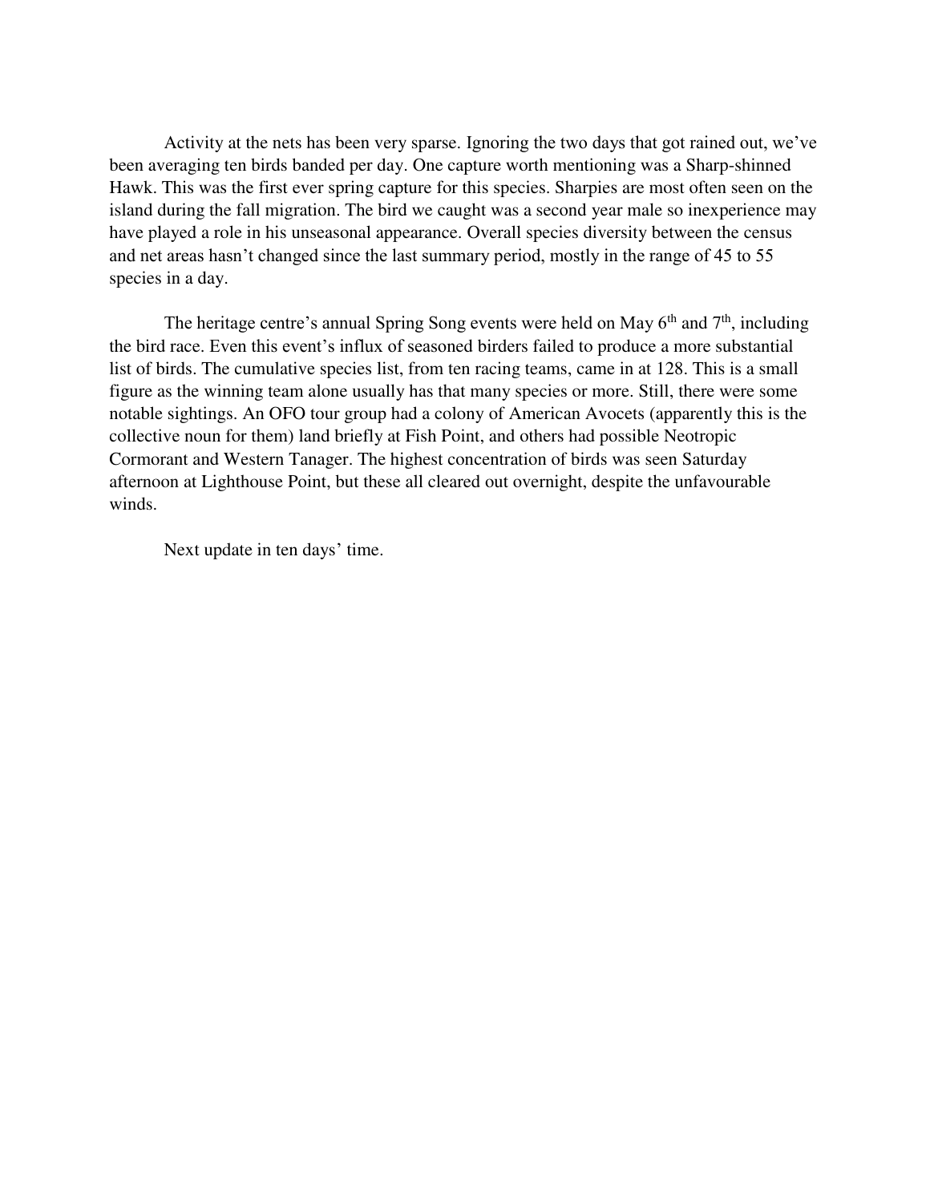Activity at the nets has been very sparse. Ignoring the two days that got rained out, we've been averaging ten birds banded per day. One capture worth mentioning was a Sharp-shinned Hawk. This was the first ever spring capture for this species. Sharpies are most often seen on the island during the fall migration. The bird we caught was a second year male so inexperience may have played a role in his unseasonal appearance. Overall species diversity between the census and net areas hasn't changed since the last summary period, mostly in the range of 45 to 55 species in a day.

The heritage centre's annual Spring Song events were held on May 6th and 7th, including the bird race. Even this event's influx of seasoned birders failed to produce a more substantial list of birds. The cumulative species list, from ten racing teams, came in at 128. This is a small figure as the winning team alone usually has that many species or more. Still, there were some notable sightings. An OFO tour group had a colony of American Avocets (apparently this is the collective noun for them) land briefly at Fish Point, and others had possible Neotropic Cormorant and Western Tanager. The highest concentration of birds was seen Saturday afternoon at Lighthouse Point, but these all cleared out overnight, despite the unfavourable winds.

Next update in ten days' time.